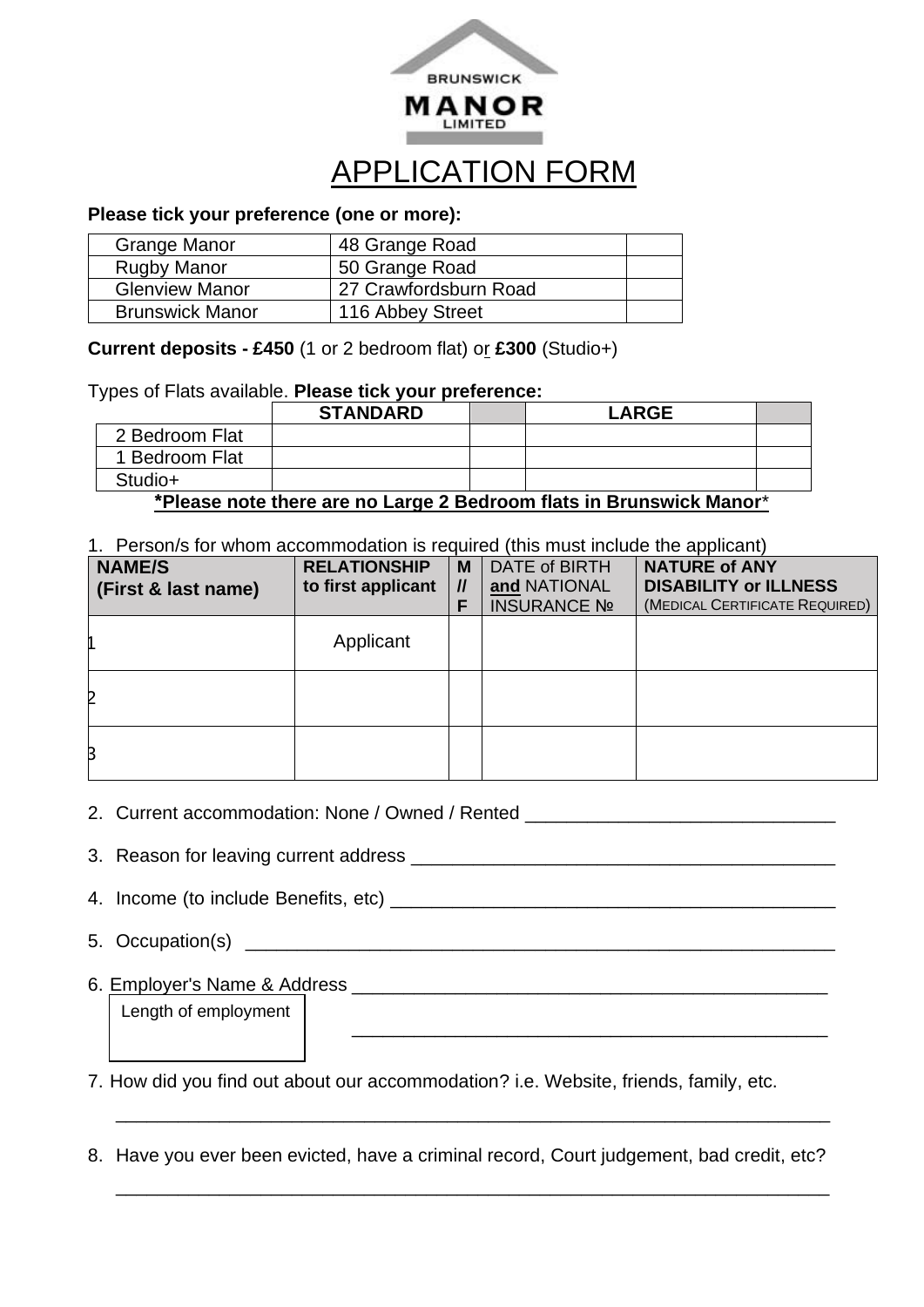BRUNSWICK **MANOR** LIMITED

# APPLICATION FORM

**Please tick your preference (one or more):**

| | | |
|---|---|---|
| Grange Manor | 48 Grange Road | |
| Rugby Manor | 50 Grange Road | |
| Glenview Manor | 27 Crawfordsburn Road | |
| Brunswick Manor | 116 Abbey Street | |

**Current deposits - £450** (1 or 2 bedroom flat) or **£300** (Studio+)

Types of Flats available. **Please tick your preference:**

| | **STANDARD** | | **LARGE** | |
|---|---|---|---|---|
| 2 Bedroom Flat | | | | |
| 1 Bedroom Flat | | | | |
| Studio+ | | | | |

***Please note there are no Large 2 Bedroom flats in Brunswick Manor***

1. Person/s for whom accommodation is required (this must include the applicant)

| **NAME/S (First & last name)** | **RELATIONSHIP to first applicant** | **M // F** | DATE of BIRTH **and** NATIONAL INSURANCE № | **NATURE of ANY DISABILITY or ILLNESS** (MEDICAL CERTIFICATE REQUIRED) |
|---|---|---|---|---|
| 1 | Applicant | | | |
| 2 | | | | |
| 3 | | | | |

2. Current accommodation: None / Owned / Rented ______________________________

3. Reason for leaving current address __________________________________________

4. Income (to include Benefits, etc) ____________________________________________

5. Occupation(s) ____________________________________________________________

6. Employer's Name & Address _______________________________________________

   Length of employment ______________________________________________

7. How did you find out about our accommodation? i.e. Website, friends, family, etc.

   ______________________________________________________________________

8. Have you ever been evicted, have a criminal record, Court judgement, bad credit, etc?

   ______________________________________________________________________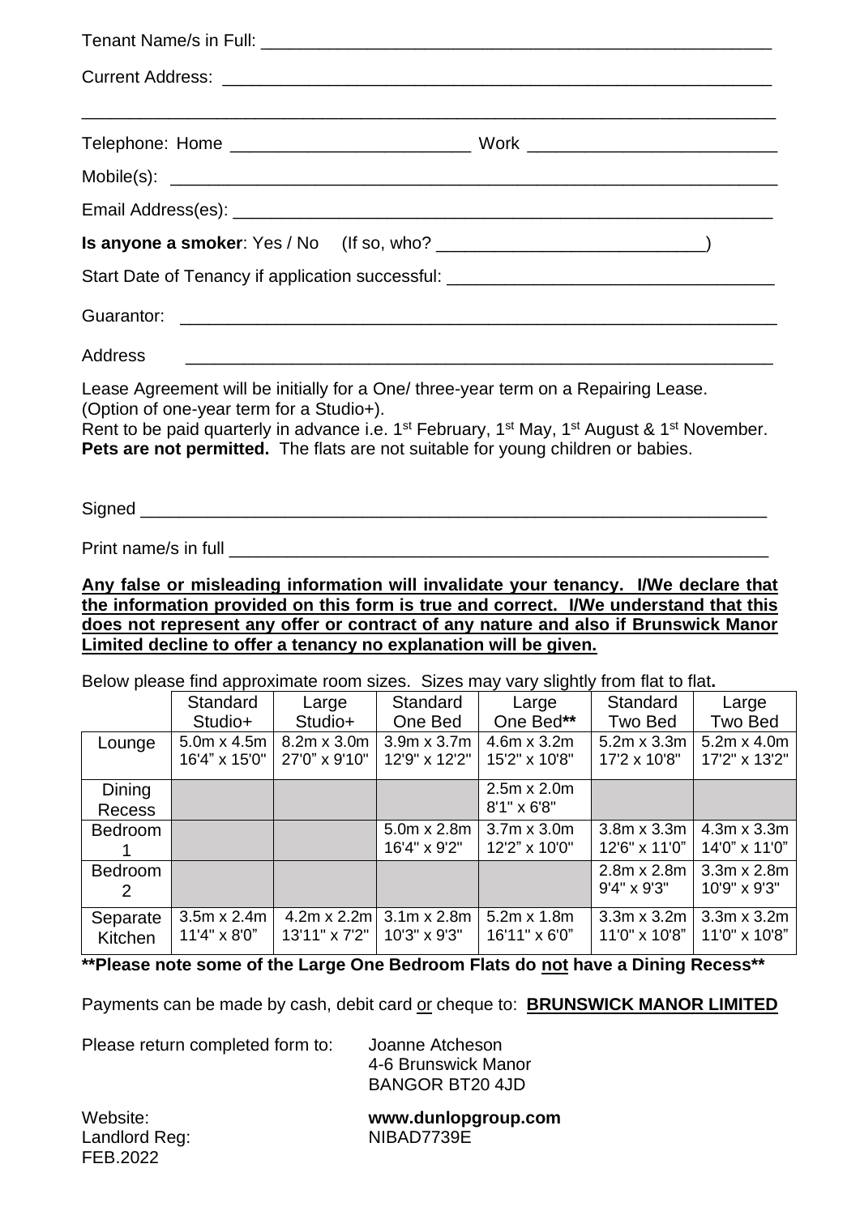Tenant Name/s in Full: ___________________________________________________

Current Address: ___________________________________________________

___________________________________________________________________

Telephone: Home ________________________ Work ________________________

Mobile(s): ___________________________________________________________

Email Address(es): ____________________________________________________

**Is anyone a smoker**: Yes / No (If so, who? ___________________________)

Start Date of Tenancy if application successful: _______________________________

Guarantor: ___________________________________________________________

Address ___________________________________________________________

Lease Agreement will be initially for a One/ three-year term on a Repairing Lease.
(Option of one-year term for a Studio+).
Rent to be paid quarterly in advance i.e. 1st February, 1st May, 1st August & 1st November.
**Pets are not permitted.** The flats are not suitable for young children or babies.

Signed _____________________________________________________________

Print name/s in full ____________________________________________________

**Any false or misleading information will invalidate your tenancy. I/We declare that the information provided on this form is true and correct. I/We understand that this does not represent any offer or contract of any nature and also if Brunswick Manor Limited decline to offer a tenancy no explanation will be given.**

Below please find approximate room sizes. Sizes may vary slightly from flat to flat**.**

| | Standard Studio+ | Large Studio+ | Standard One Bed | Large One Bed** | Standard Two Bed | Large Two Bed |
|---|---|---|---|---|---|---|
| Lounge | 5.0m x 4.5m 16'4" x 15'0" | 8.2m x 3.0m 27'0" x 9'10" | 3.9m x 3.7m 12'9" x 12'2" | 4.6m x 3.2m 15'2" x 10'8" | 5.2m x 3.3m 17'2 x 10'8" | 5.2m x 4.0m 17'2" x 13'2" |
| Dining Recess | | | | 2.5m x 2.0m 8'1" x 6'8" | | |
| Bedroom 1 | | | 5.0m x 2.8m 16'4" x 9'2" | 3.7m x 3.0m 12'2" x 10'0" | 3.8m x 3.3m 12'6" x 11'0" | 4.3m x 3.3m 14'0" x 11'0" |
| Bedroom 2 | | | | | 2.8m x 2.8m 9'4" x 9'3" | 3.3m x 2.8m 10'9" x 9'3" |
| Separate Kitchen | 3.5m x 2.4m 11'4" x 8'0" | 4.2m x 2.2m 13'11" x 7'2" | 3.1m x 2.8m 10'3" x 9'3" | 5.2m x 1.8m 16'11" x 6'0" | 3.3m x 3.2m 11'0" x 10'8" | 3.3m x 3.2m 11'0" x 10'8" |

****Please note some of the Large One Bedroom Flats do not have a Dining Recess****

Payments can be made by cash, debit card or cheque to: **BRUNSWICK MANOR LIMITED**

Please return completed form to: Joanne Atcheson
4-6 Brunswick Manor
BANGOR BT20 4JD

Website: **www.dunlopgroup.com**
Landlord Reg: NIBAD7739E
FEB.2022